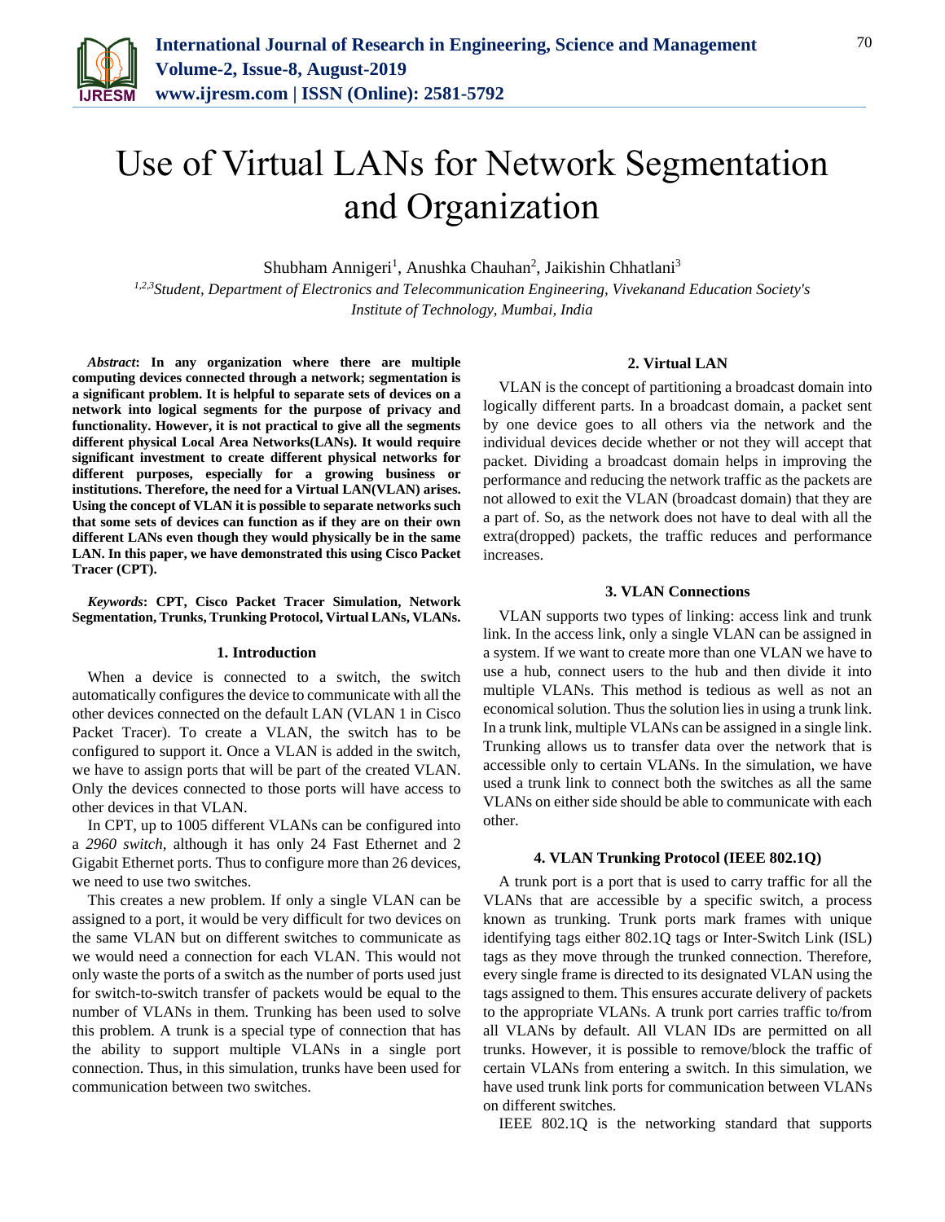# Use of Virtual LANs for Network Segmentation and Organization

Shubham Annigeri[1], Anushka Chauhan[2], Jaikishin Chhatlani[3]

[1,2,3]*Student, Department of Electronics and Telecommunication Engineering, Vivekanand Education Society's Institute of Technology, Mumbai, India*

***Abstract*: In any organization where there are multiple computing devices connected through a network; segmentation is a significant problem. It is helpful to separate sets of devices on a network into logical segments for the purpose of privacy and functionality. However, it is not practical to give all the segments different physical Local Area Networks(LANs). It would require significant investment to create different physical networks for different purposes, especially for a growing business or institutions. Therefore, the need for a Virtual LAN(VLAN) arises. Using the concept of VLAN it is possible to separate networks such that some sets of devices can function as if they are on their own different LANs even though they would physically be in the same LAN. In this paper, we have demonstrated this using Cisco Packet Tracer (CPT).**

***Keywords*: CPT, Cisco Packet Tracer Simulation, Network Segmentation, Trunks, Trunking Protocol, Virtual LANs, VLANs.**

## 1. Introduction

When a device is connected to a switch, the switch automatically configures the device to communicate with all the other devices connected on the default LAN (VLAN 1 in Cisco Packet Tracer). To create a VLAN, the switch has to be configured to support it. Once a VLAN is added in the switch, we have to assign ports that will be part of the created VLAN. Only the devices connected to those ports will have access to other devices in that VLAN.

In CPT, up to 1005 different VLANs can be configured into a *2960 switch*, although it has only 24 Fast Ethernet and 2 Gigabit Ethernet ports. Thus to configure more than 26 devices, we need to use two switches.

This creates a new problem. If only a single VLAN can be assigned to a port, it would be very difficult for two devices on the same VLAN but on different switches to communicate as we would need a connection for each VLAN. This would not only waste the ports of a switch as the number of ports used just for switch-to-switch transfer of packets would be equal to the number of VLANs in them. Trunking has been used to solve this problem. A trunk is a special type of connection that has the ability to support multiple VLANs in a single port connection. Thus, in this simulation, trunks have been used for communication between two switches.

## 2. Virtual LAN

VLAN is the concept of partitioning a broadcast domain into logically different parts. In a broadcast domain, a packet sent by one device goes to all others via the network and the individual devices decide whether or not they will accept that packet. Dividing a broadcast domain helps in improving the performance and reducing the network traffic as the packets are not allowed to exit the VLAN (broadcast domain) that they are a part of. So, as the network does not have to deal with all the extra(dropped) packets, the traffic reduces and performance increases.

## 3. VLAN Connections

VLAN supports two types of linking: access link and trunk link. In the access link, only a single VLAN can be assigned in a system. If we want to create more than one VLAN we have to use a hub, connect users to the hub and then divide it into multiple VLANs. This method is tedious as well as not an economical solution. Thus the solution lies in using a trunk link. In a trunk link, multiple VLANs can be assigned in a single link. Trunking allows us to transfer data over the network that is accessible only to certain VLANs. In the simulation, we have used a trunk link to connect both the switches as all the same VLANs on either side should be able to communicate with each other.

## 4. VLAN Trunking Protocol (IEEE 802.1Q)

A trunk port is a port that is used to carry traffic for all the VLANs that are accessible by a specific switch, a process known as trunking. Trunk ports mark frames with unique identifying tags either 802.1Q tags or Inter-Switch Link (ISL) tags as they move through the trunked connection. Therefore, every single frame is directed to its designated VLAN using the tags assigned to them. This ensures accurate delivery of packets to the appropriate VLANs. A trunk port carries traffic to/from all VLANs by default. All VLAN IDs are permitted on all trunks. However, it is possible to remove/block the traffic of certain VLANs from entering a switch. In this simulation, we have used trunk link ports for communication between VLANs on different switches.

IEEE 802.1Q is the networking standard that supports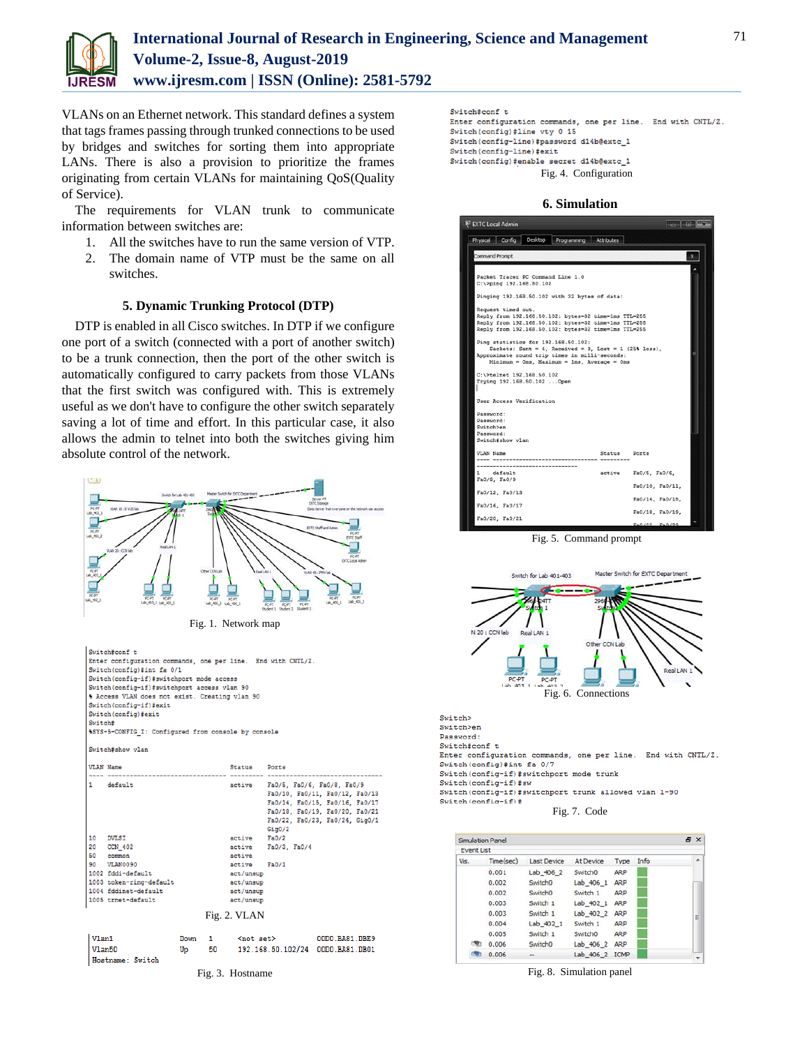VLANs on an Ethernet network. This standard defines a system that tags frames passing through trunked connections to be used by bridges and switches for sorting them into appropriate LANs. There is also a provision to prioritize the frames originating from certain VLANs for maintaining QoS(Quality of Service).

The requirements for VLAN trunk to communicate information between switches are:

1. All the switches have to run the same version of VTP.
2. The domain name of VTP must be the same on all switches.

### 5. Dynamic Trunking Protocol (DTP)

DTP is enabled in all Cisco switches. In DTP if we configure one port of a switch (connected with a port of another switch) to be a trunk connection, then the port of the other switch is automatically configured to carry packets from those VLANs that the first switch was configured with. This is extremely useful as we don't have to configure the other switch separately saving a lot of time and effort. In this particular case, it also allows the admin to telnet into both the switches giving him absolute control of the network.

Fig. 1. Network map

```
Switch#conf t
Enter configuration commands, one per line.  End with CNTL/Z.
Switch(config)#int fa 0/1
Switch(config-if)#switchport mode access
Switch(config-if)#switchport access vlan 90
% Access VLAN does not exist. Creating vlan 90
Switch(config-if)#exit
Switch(config)#exit
Switch#
%SYS-5-CONFIG_I: Configured from console by console

Switch#show vlan

VLAN Name                             Status    Ports
---- -------------------------------- --------- -------------------------------
1    default                          active    Fa0/5, Fa0/6, Fa0/8, Fa0/9
                                                Fa0/10, Fa0/11, Fa0/12, Fa0/13
                                                Fa0/14, Fa0/15, Fa0/16, Fa0/17
                                                Fa0/18, Fa0/19, Fa0/20, Fa0/21
                                                Fa0/22, Fa0/23, Fa0/24, Gig0/1
                                                Gig0/2
10   DVLSI                            active    Fa0/2
20   CCN_402                          active    Fa0/3, Fa0/4
50   common                           active
90   VLAN0090                         active    Fa0/1
1002 fddi-default                     act/unsup
1003 token-ring-default               act/unsup
1004 fddinet-default                  act/unsup
1005 trnet-default                    act/unsup
```

Fig. 2. VLAN

```
Vlan1              Down   1     <not set>          0000.BA81.DBE9
Vlan50             Up     50    192.168.50.102/24  0000.BA81.DB01
Hostname: Switch
```

Fig. 3. Hostname

```
Switch#conf t
Enter configuration commands, one per line.  End with CNTL/Z.
Switch(config)#line vty 0 15
Switch(config-line)#password d14b@extc_1
Switch(config-line)#exit
Switch(config)#enable secret d14b@extc_1
```

Fig. 4. Configuration

### 6. Simulation

```
Packet Tracer PC Command Line 1.0
C:\>ping 192.168.50.102

Pinging 192.168.50.102 with 32 bytes of data:

Request timed out.
Reply from 192.168.50.102: bytes=32 time=1ms TTL=255
Reply from 192.168.50.102: bytes=32 time<1ms TTL=255
Reply from 192.168.50.102: bytes=32 time=1ms TTL=255

Ping statistics for 192.168.50.102:
    Packets: Sent = 4, Received = 3, Lost = 1 (25% loss),
Approximate round trip times in milli-seconds:
    Minimum = 0ms, Maximum = 1ms, Average = 0ms

C:\>telnet 192.168.50.102
Trying 192.168.50.102 ...Open

User Access Verification

Password:
Password:
Switch>en
Password:
Switch#show vlan

VLAN Name                             Status    Ports
---- -------------------------------- --------- -------------------------------
1    default                          active    Fa0/5, Fa0/6,
Fa0/8, Fa0/9
                                                Fa0/10, Fa0/11,
Fa0/12, Fa0/13
                                                Fa0/14, Fa0/15,
Fa0/16, Fa0/17
                                                Fa0/18, Fa0/19,
Fa0/20, Fa0/21
```

Fig. 5. Command prompt

Fig. 6. Connections

```
Switch>
Switch>en
Password:
Switch#conf t
Enter configuration commands, one per line.  End with CNTL/Z.
Switch(config)#int fa 0/7
Switch(config-if)#switchport mode trunk
Switch(config-if)#sw
Switch(config-if)#switchport trunk allowed vlan 1-90
Switch(config-if)#
```

Fig. 7. Code

Simulation Panel — Event List

| Vis. | Time(sec) | Last Device | At Device | Type | Info |
|---|---|---|---|---|---|
| | 0.001 | Lab_406_2 | Switch0 | ARP | |
| | 0.002 | Switch0 | Lab_406_1 | ARP | |
| | 0.002 | Switch0 | Switch 1 | ARP | |
| | 0.003 | Switch 1 | Lab_402_1 | ARP | |
| | 0.003 | Switch 1 | Lab_402_2 | ARP | |
| | 0.004 | Lab_402_1 | Switch 1 | ARP | |
| | 0.005 | Switch 1 | Switch0 | ARP | |
| | 0.006 | Switch0 | Lab_406_2 | ARP | |
| | 0.006 | -- | Lab_406_2 | ICMP | |

Fig. 8. Simulation panel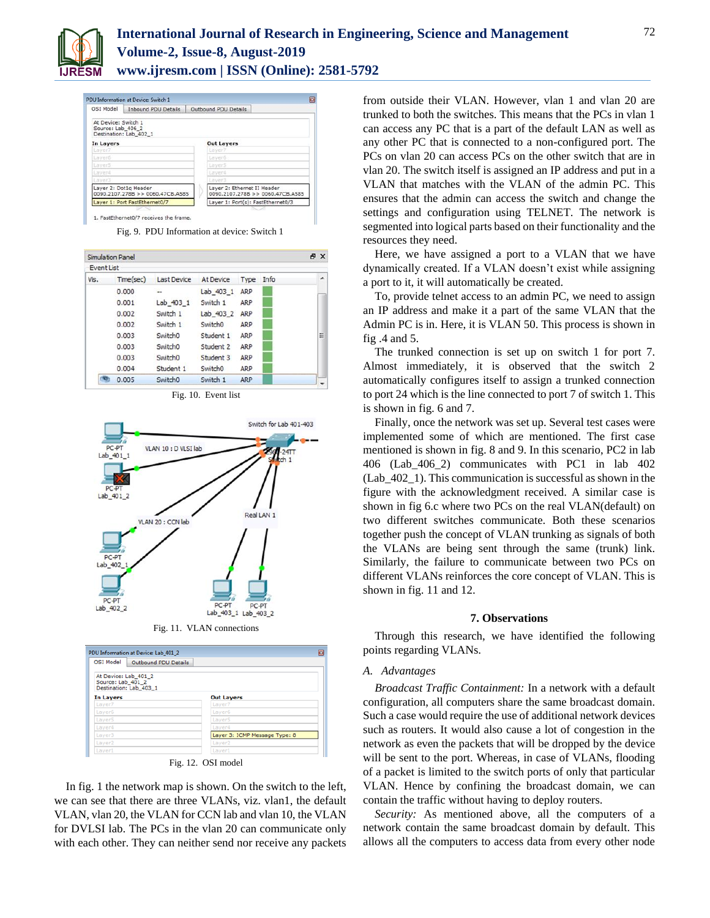Fig. 9. PDU Information at device: Switch 1

Fig. 10. Event list

Fig. 11. VLAN connections

Fig. 12. OSI model

In fig. 1 the network map is shown. On the switch to the left, we can see that there are three VLANs, viz. vlan1, the default VLAN, vlan 20, the VLAN for CCN lab and vlan 10, the VLAN for DVLSI lab. The PCs in the vlan 20 can communicate only with each other. They can neither send nor receive any packets from outside their VLAN. However, vlan 1 and vlan 20 are trunked to both the switches. This means that the PCs in vlan 1 can access any PC that is a part of the default LAN as well as any other PC that is connected to a non-configured port. The PCs on vlan 20 can access PCs on the other switch that are in vlan 20. The switch itself is assigned an IP address and put in a VLAN that matches with the VLAN of the admin PC. This ensures that the admin can access the switch and change the settings and configuration using TELNET. The network is segmented into logical parts based on their functionality and the resources they need.

Here, we have assigned a port to a VLAN that we have dynamically created. If a VLAN doesn't exist while assigning a port to it, it will automatically be created.

To, provide telnet access to an admin PC, we need to assign an IP address and make it a part of the same VLAN that the Admin PC is in. Here, it is VLAN 50. This process is shown in fig .4 and 5.

The trunked connection is set up on switch 1 for port 7. Almost immediately, it is observed that the switch 2 automatically configures itself to assign a trunked connection to port 24 which is the line connected to port 7 of switch 1. This is shown in fig. 6 and 7.

Finally, once the network was set up. Several test cases were implemented some of which are mentioned. The first case mentioned is shown in fig. 8 and 9. In this scenario, PC2 in lab 406 (Lab_406_2) communicates with PC1 in lab 402 (Lab_402_1). This communication is successful as shown in the figure with the acknowledgment received. A similar case is shown in fig 6.c where two PCs on the real VLAN(default) on two different switches communicate. Both these scenarios together push the concept of VLAN trunking as signals of both the VLANs are being sent through the same (trunk) link. Similarly, the failure to communicate between two PCs on different VLANs reinforces the core concept of VLAN. This is shown in fig. 11 and 12.

## 7. Observations

Through this research, we have identified the following points regarding VLANs.

### A. Advantages

*Broadcast Traffic Containment:* In a network with a default configuration, all computers share the same broadcast domain. Such a case would require the use of additional network devices such as routers. It would also cause a lot of congestion in the network as even the packets that will be dropped by the device will be sent to the port. Whereas, in case of VLANs, flooding of a packet is limited to the switch ports of only that particular VLAN. Hence by confining the broadcast domain, we can contain the traffic without having to deploy routers.

*Security:* As mentioned above, all the computers of a network contain the same broadcast domain by default. This allows all the computers to access data from every other node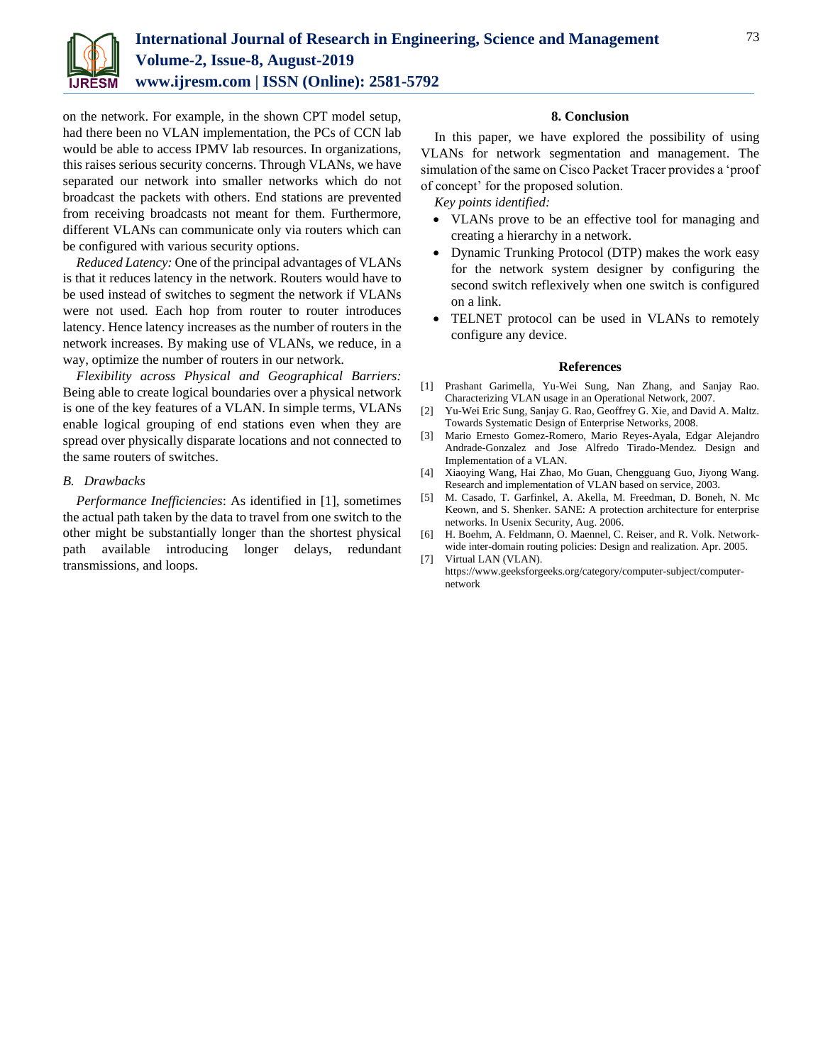on the network. For example, in the shown CPT model setup, had there been no VLAN implementation, the PCs of CCN lab would be able to access IPMV lab resources. In organizations, this raises serious security concerns. Through VLANs, we have separated our network into smaller networks which do not broadcast the packets with others. End stations are prevented from receiving broadcasts not meant for them. Furthermore, different VLANs can communicate only via routers which can be configured with various security options.

*Reduced Latency:* One of the principal advantages of VLANs is that it reduces latency in the network. Routers would have to be used instead of switches to segment the network if VLANs were not used. Each hop from router to router introduces latency. Hence latency increases as the number of routers in the network increases. By making use of VLANs, we reduce, in a way, optimize the number of routers in our network.

*Flexibility across Physical and Geographical Barriers:* Being able to create logical boundaries over a physical network is one of the key features of a VLAN. In simple terms, VLANs enable logical grouping of end stations even when they are spread over physically disparate locations and not connected to the same routers of switches.

### *B. Drawbacks*

*Performance Inefficiencies*: As identified in [1], sometimes the actual path taken by the data to travel from one switch to the other might be substantially longer than the shortest physical path available introducing longer delays, redundant transmissions, and loops.

## 8. Conclusion

In this paper, we have explored the possibility of using VLANs for network segmentation and management. The simulation of the same on Cisco Packet Tracer provides a 'proof of concept' for the proposed solution.

*Key points identified:*

- VLANs prove to be an effective tool for managing and creating a hierarchy in a network.
- Dynamic Trunking Protocol (DTP) makes the work easy for the network system designer by configuring the second switch reflexively when one switch is configured on a link.
- TELNET protocol can be used in VLANs to remotely configure any device.

## References

[1] Prashant Garimella, Yu-Wei Sung, Nan Zhang, and Sanjay Rao. Characterizing VLAN usage in an Operational Network, 2007.

[2] Yu-Wei Eric Sung, Sanjay G. Rao, Geoffrey G. Xie, and David A. Maltz. Towards Systematic Design of Enterprise Networks, 2008.

[3] Mario Ernesto Gomez-Romero, Mario Reyes-Ayala, Edgar Alejandro Andrade-Gonzalez and Jose Alfredo Tirado-Mendez. Design and Implementation of a VLAN.

[4] Xiaoying Wang, Hai Zhao, Mo Guan, Chengguang Guo, Jiyong Wang. Research and implementation of VLAN based on service, 2003.

[5] M. Casado, T. Garfinkel, A. Akella, M. Freedman, D. Boneh, N. Mc Keown, and S. Shenker. SANE: A protection architecture for enterprise networks. In Usenix Security, Aug. 2006.

[6] H. Boehm, A. Feldmann, O. Maennel, C. Reiser, and R. Volk. Network-wide inter-domain routing policies: Design and realization. Apr. 2005.

[7] Virtual LAN (VLAN). https://www.geeksforgeeks.org/category/computer-subject/computer-network